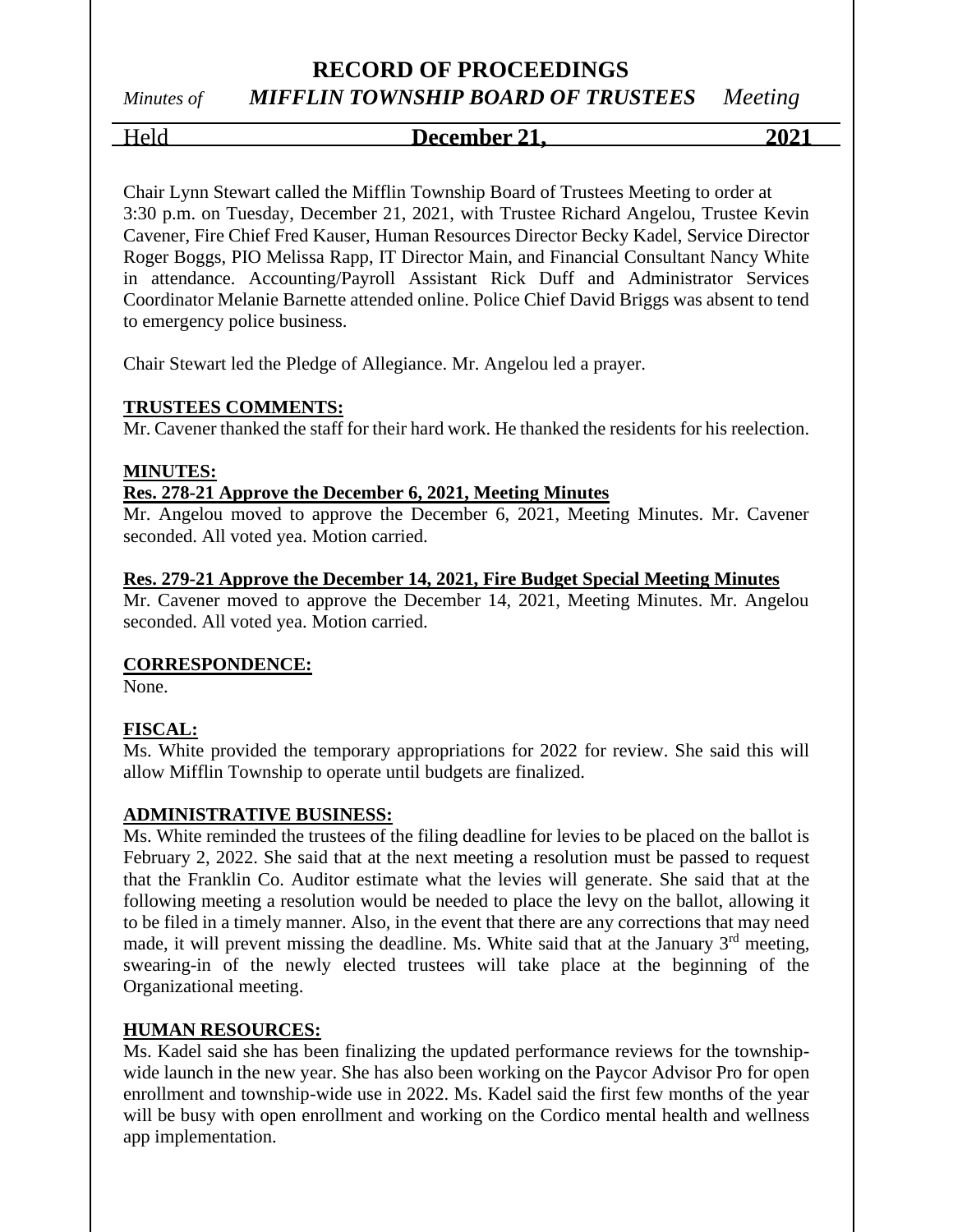# RECORD OF PROCEEDINGS

*Minutes of* ***MIFFLIN TOWNSHIP BOARD OF TRUSTEES*** *Meeting*

Held **December 21, 2021**

Chair Lynn Stewart called the Mifflin Township Board of Trustees Meeting to order at 3:30 p.m. on Tuesday, December 21, 2021, with Trustee Richard Angelou, Trustee Kevin Cavener, Fire Chief Fred Kauser, Human Resources Director Becky Kadel, Service Director Roger Boggs, PIO Melissa Rapp, IT Director Main, and Financial Consultant Nancy White in attendance. Accounting/Payroll Assistant Rick Duff and Administrator Services Coordinator Melanie Barnette attended online. Police Chief David Briggs was absent to tend to emergency police business.

Chair Stewart led the Pledge of Allegiance. Mr. Angelou led a prayer.

**TRUSTEES COMMENTS:**

Mr. Cavener thanked the staff for their hard work. He thanked the residents for his reelection.

**MINUTES:**

**Res. 278-21 Approve the December 6, 2021, Meeting Minutes**

Mr. Angelou moved to approve the December 6, 2021, Meeting Minutes. Mr. Cavener seconded. All voted yea. Motion carried.

**Res. 279-21 Approve the December 14, 2021, Fire Budget Special Meeting Minutes**

Mr. Cavener moved to approve the December 14, 2021, Meeting Minutes. Mr. Angelou seconded. All voted yea. Motion carried.

**CORRESPONDENCE:**

None.

**FISCAL:**

Ms. White provided the temporary appropriations for 2022 for review. She said this will allow Mifflin Township to operate until budgets are finalized.

**ADMINISTRATIVE BUSINESS:**

Ms. White reminded the trustees of the filing deadline for levies to be placed on the ballot is February 2, 2022. She said that at the next meeting a resolution must be passed to request that the Franklin Co. Auditor estimate what the levies will generate. She said that at the following meeting a resolution would be needed to place the levy on the ballot, allowing it to be filed in a timely manner. Also, in the event that there are any corrections that may need made, it will prevent missing the deadline. Ms. White said that at the January 3rd meeting, swearing-in of the newly elected trustees will take place at the beginning of the Organizational meeting.

**HUMAN RESOURCES:**

Ms. Kadel said she has been finalizing the updated performance reviews for the township-wide launch in the new year. She has also been working on the Paycor Advisor Pro for open enrollment and township-wide use in 2022. Ms. Kadel said the first few months of the year will be busy with open enrollment and working on the Cordico mental health and wellness app implementation.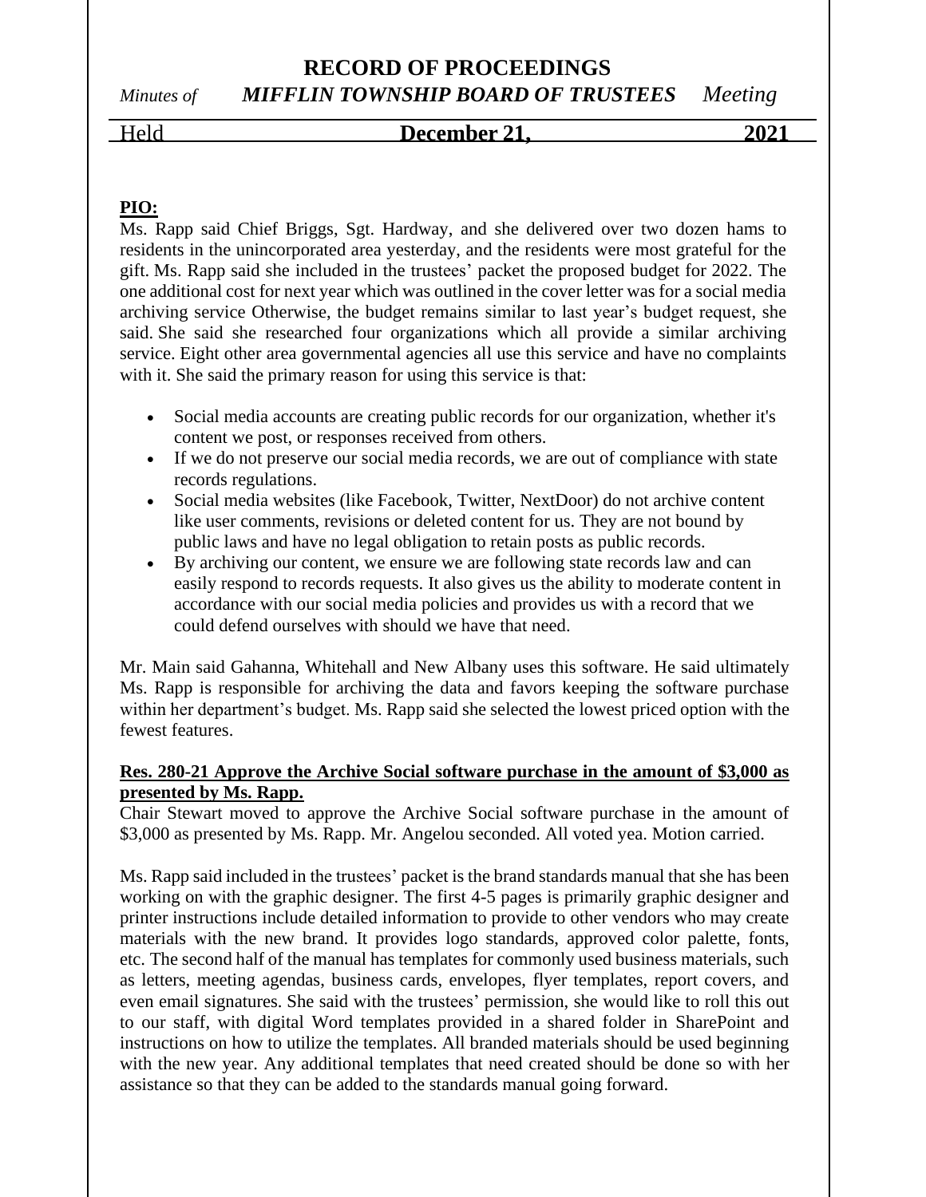**PIO:**

Ms. Rapp said Chief Briggs, Sgt. Hardway, and she delivered over two dozen hams to residents in the unincorporated area yesterday, and the residents were most grateful for the gift. Ms. Rapp said she included in the trustees' packet the proposed budget for 2022. The one additional cost for next year which was outlined in the cover letter was for a social media archiving service Otherwise, the budget remains similar to last year's budget request, she said. She said she researched four organizations which all provide a similar archiving service. Eight other area governmental agencies all use this service and have no complaints with it. She said the primary reason for using this service is that:

- Social media accounts are creating public records for our organization, whether it's content we post, or responses received from others.
- If we do not preserve our social media records, we are out of compliance with state records regulations.
- Social media websites (like Facebook, Twitter, NextDoor) do not archive content like user comments, revisions or deleted content for us. They are not bound by public laws and have no legal obligation to retain posts as public records.
- By archiving our content, we ensure we are following state records law and can easily respond to records requests. It also gives us the ability to moderate content in accordance with our social media policies and provides us with a record that we could defend ourselves with should we have that need.

Mr. Main said Gahanna, Whitehall and New Albany uses this software. He said ultimately Ms. Rapp is responsible for archiving the data and favors keeping the software purchase within her department's budget. Ms. Rapp said she selected the lowest priced option with the fewest features.

**Res. 280-21 Approve the Archive Social software purchase in the amount of $3,000 as presented by Ms. Rapp.**

Chair Stewart moved to approve the Archive Social software purchase in the amount of $3,000 as presented by Ms. Rapp. Mr. Angelou seconded. All voted yea. Motion carried.

Ms. Rapp said included in the trustees' packet is the brand standards manual that she has been working on with the graphic designer. The first 4-5 pages is primarily graphic designer and printer instructions include detailed information to provide to other vendors who may create materials with the new brand. It provides logo standards, approved color palette, fonts, etc. The second half of the manual has templates for commonly used business materials, such as letters, meeting agendas, business cards, envelopes, flyer templates, report covers, and even email signatures. She said with the trustees' permission, she would like to roll this out to our staff, with digital Word templates provided in a shared folder in SharePoint and instructions on how to utilize the templates. All branded materials should be used beginning with the new year. Any additional templates that need created should be done so with her assistance so that they can be added to the standards manual going forward.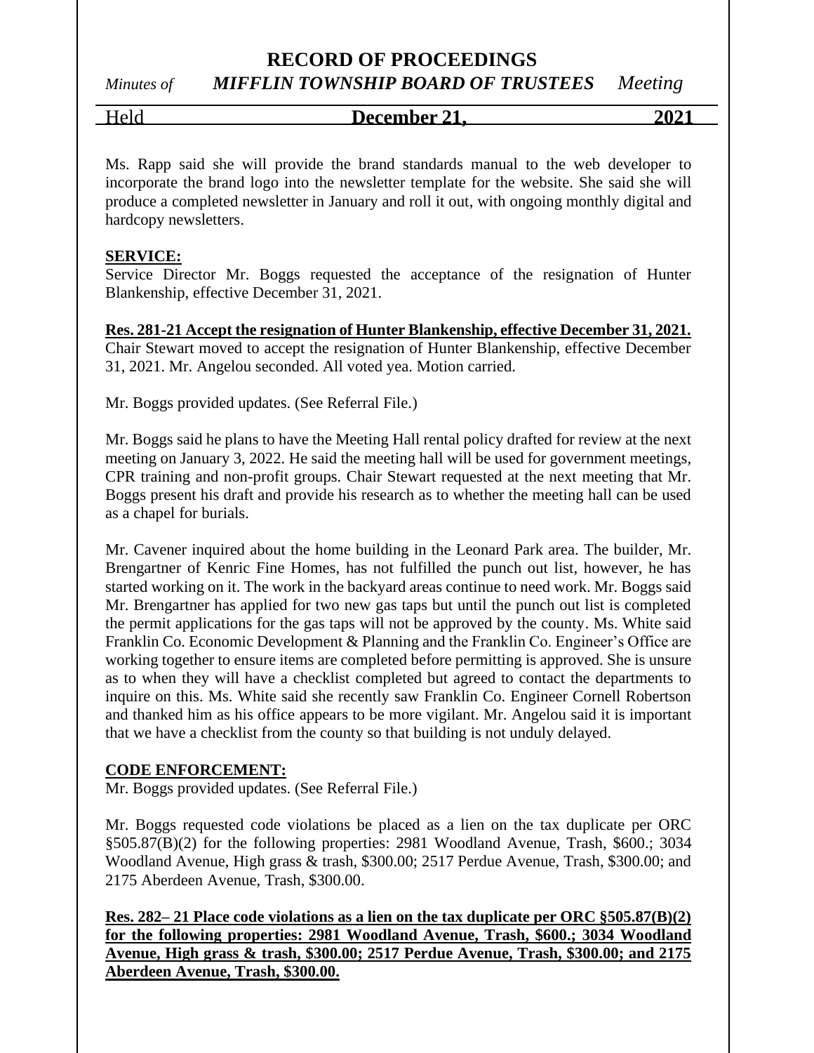Ms. Rapp said she will provide the brand standards manual to the web developer to incorporate the brand logo into the newsletter template for the website. She said she will produce a completed newsletter in January and roll it out, with ongoing monthly digital and hardcopy newsletters.

**SERVICE:**

Service Director Mr. Boggs requested the acceptance of the resignation of Hunter Blankenship, effective December 31, 2021.

**Res. 281-21 Accept the resignation of Hunter Blankenship, effective December 31, 2021.**
Chair Stewart moved to accept the resignation of Hunter Blankenship, effective December 31, 2021. Mr. Angelou seconded. All voted yea. Motion carried.

Mr. Boggs provided updates. (See Referral File.)

Mr. Boggs said he plans to have the Meeting Hall rental policy drafted for review at the next meeting on January 3, 2022. He said the meeting hall will be used for government meetings, CPR training and non-profit groups. Chair Stewart requested at the next meeting that Mr. Boggs present his draft and provide his research as to whether the meeting hall can be used as a chapel for burials.

Mr. Cavener inquired about the home building in the Leonard Park area. The builder, Mr. Brengartner of Kenric Fine Homes, has not fulfilled the punch out list, however, he has started working on it. The work in the backyard areas continue to need work. Mr. Boggs said Mr. Brengartner has applied for two new gas taps but until the punch out list is completed the permit applications for the gas taps will not be approved by the county. Ms. White said Franklin Co. Economic Development & Planning and the Franklin Co. Engineer's Office are working together to ensure items are completed before permitting is approved. She is unsure as to when they will have a checklist completed but agreed to contact the departments to inquire on this. Ms. White said she recently saw Franklin Co. Engineer Cornell Robertson and thanked him as his office appears to be more vigilant. Mr. Angelou said it is important that we have a checklist from the county so that building is not unduly delayed.

**CODE ENFORCEMENT:**

Mr. Boggs provided updates. (See Referral File.)

Mr. Boggs requested code violations be placed as a lien on the tax duplicate per ORC §505.87(B)(2) for the following properties: 2981 Woodland Avenue, Trash, \$600.; 3034 Woodland Avenue, High grass & trash, \$300.00; 2517 Perdue Avenue, Trash, \$300.00; and 2175 Aberdeen Avenue, Trash, \$300.00.

**Res. 282– 21 Place code violations as a lien on the tax duplicate per ORC §505.87(B)(2) for the following properties: 2981 Woodland Avenue, Trash, \$600.; 3034 Woodland Avenue, High grass & trash, \$300.00; 2517 Perdue Avenue, Trash, \$300.00; and 2175 Aberdeen Avenue, Trash, \$300.00.**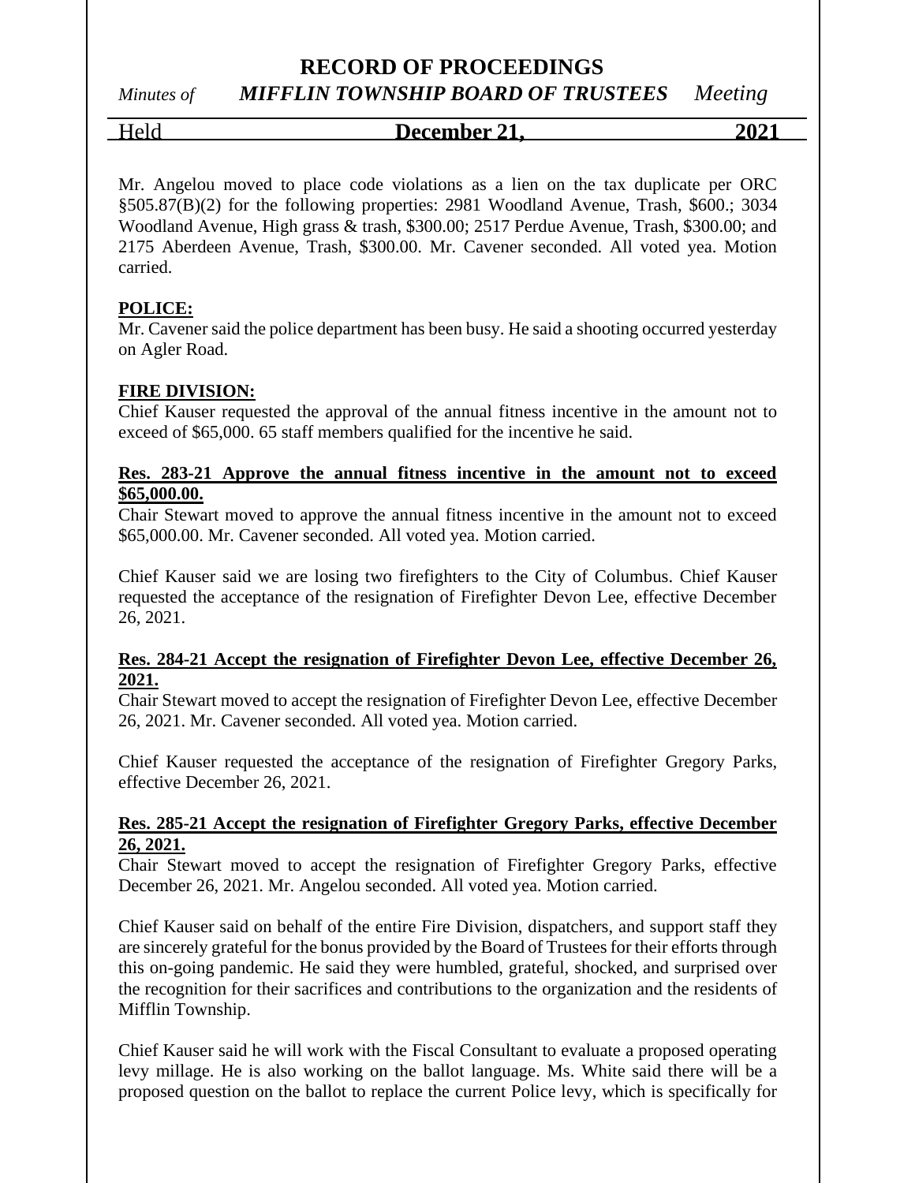Mr. Angelou moved to place code violations as a lien on the tax duplicate per ORC §505.87(B)(2) for the following properties: 2981 Woodland Avenue, Trash, $600.; 3034 Woodland Avenue, High grass & trash, $300.00; 2517 Perdue Avenue, Trash, $300.00; and 2175 Aberdeen Avenue, Trash, $300.00. Mr. Cavener seconded. All voted yea. Motion carried.

**POLICE:**

Mr. Cavener said the police department has been busy. He said a shooting occurred yesterday on Agler Road.

**FIRE DIVISION:**

Chief Kauser requested the approval of the annual fitness incentive in the amount not to exceed of $65,000. 65 staff members qualified for the incentive he said.

**Res. 283-21 Approve the annual fitness incentive in the amount not to exceed $65,000.00.**

Chair Stewart moved to approve the annual fitness incentive in the amount not to exceed $65,000.00. Mr. Cavener seconded. All voted yea. Motion carried.

Chief Kauser said we are losing two firefighters to the City of Columbus. Chief Kauser requested the acceptance of the resignation of Firefighter Devon Lee, effective December 26, 2021.

**Res. 284-21 Accept the resignation of Firefighter Devon Lee, effective December 26, 2021.**

Chair Stewart moved to accept the resignation of Firefighter Devon Lee, effective December 26, 2021. Mr. Cavener seconded. All voted yea. Motion carried.

Chief Kauser requested the acceptance of the resignation of Firefighter Gregory Parks, effective December 26, 2021.

**Res. 285-21 Accept the resignation of Firefighter Gregory Parks, effective December 26, 2021.**

Chair Stewart moved to accept the resignation of Firefighter Gregory Parks, effective December 26, 2021. Mr. Angelou seconded. All voted yea. Motion carried.

Chief Kauser said on behalf of the entire Fire Division, dispatchers, and support staff they are sincerely grateful for the bonus provided by the Board of Trustees for their efforts through this on-going pandemic. He said they were humbled, grateful, shocked, and surprised over the recognition for their sacrifices and contributions to the organization and the residents of Mifflin Township.

Chief Kauser said he will work with the Fiscal Consultant to evaluate a proposed operating levy millage. He is also working on the ballot language. Ms. White said there will be a proposed question on the ballot to replace the current Police levy, which is specifically for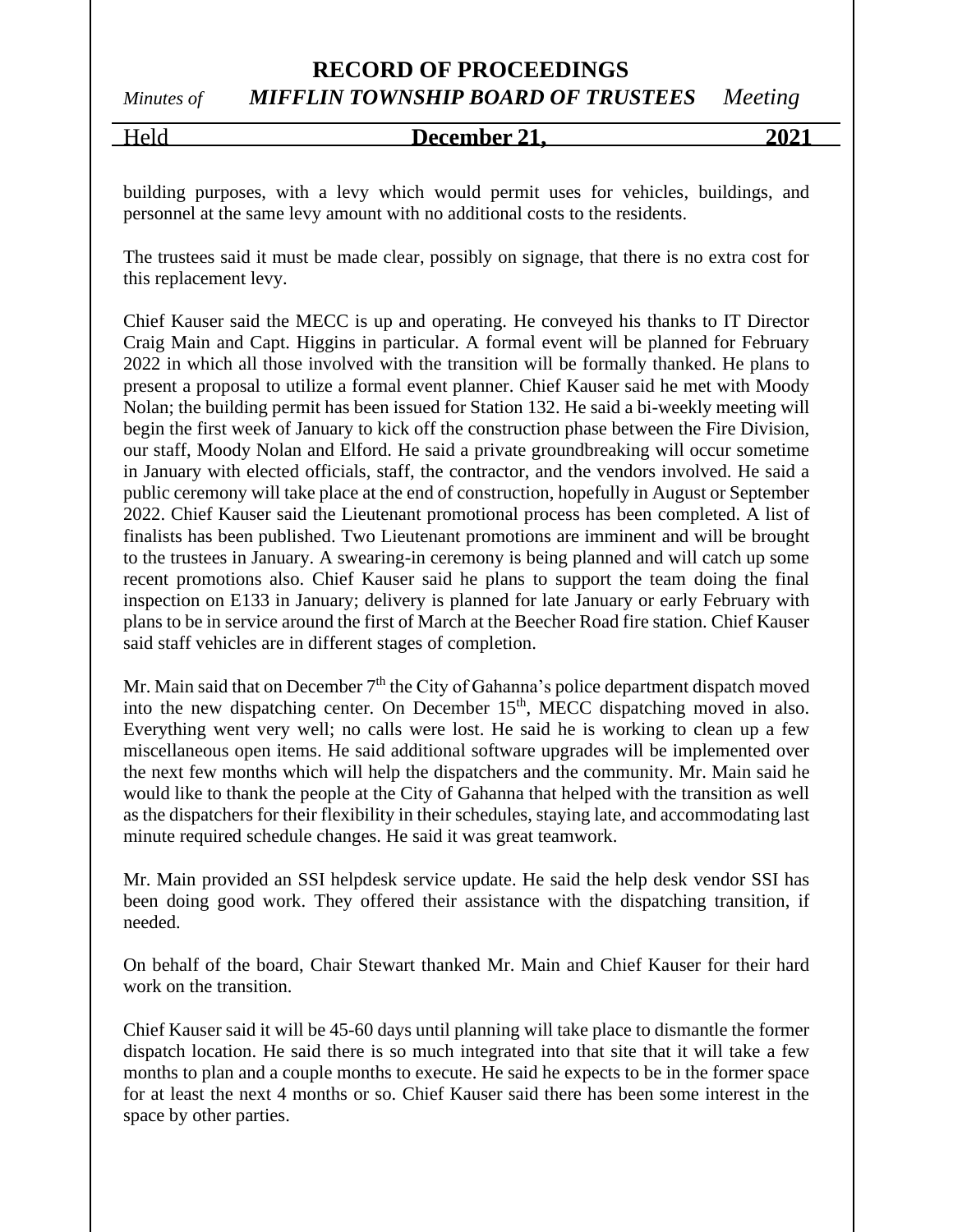building purposes, with a levy which would permit uses for vehicles, buildings, and personnel at the same levy amount with no additional costs to the residents.

The trustees said it must be made clear, possibly on signage, that there is no extra cost for this replacement levy.

Chief Kauser said the MECC is up and operating. He conveyed his thanks to IT Director Craig Main and Capt. Higgins in particular. A formal event will be planned for February 2022 in which all those involved with the transition will be formally thanked. He plans to present a proposal to utilize a formal event planner. Chief Kauser said he met with Moody Nolan; the building permit has been issued for Station 132. He said a bi-weekly meeting will begin the first week of January to kick off the construction phase between the Fire Division, our staff, Moody Nolan and Elford. He said a private groundbreaking will occur sometime in January with elected officials, staff, the contractor, and the vendors involved. He said a public ceremony will take place at the end of construction, hopefully in August or September 2022. Chief Kauser said the Lieutenant promotional process has been completed. A list of finalists has been published. Two Lieutenant promotions are imminent and will be brought to the trustees in January. A swearing-in ceremony is being planned and will catch up some recent promotions also. Chief Kauser said he plans to support the team doing the final inspection on E133 in January; delivery is planned for late January or early February with plans to be in service around the first of March at the Beecher Road fire station. Chief Kauser said staff vehicles are in different stages of completion.

Mr. Main said that on December 7th the City of Gahanna's police department dispatch moved into the new dispatching center. On December 15th, MECC dispatching moved in also. Everything went very well; no calls were lost. He said he is working to clean up a few miscellaneous open items. He said additional software upgrades will be implemented over the next few months which will help the dispatchers and the community. Mr. Main said he would like to thank the people at the City of Gahanna that helped with the transition as well as the dispatchers for their flexibility in their schedules, staying late, and accommodating last minute required schedule changes. He said it was great teamwork.

Mr. Main provided an SSI helpdesk service update. He said the help desk vendor SSI has been doing good work. They offered their assistance with the dispatching transition, if needed.

On behalf of the board, Chair Stewart thanked Mr. Main and Chief Kauser for their hard work on the transition.

Chief Kauser said it will be 45-60 days until planning will take place to dismantle the former dispatch location. He said there is so much integrated into that site that it will take a few months to plan and a couple months to execute. He said he expects to be in the former space for at least the next 4 months or so. Chief Kauser said there has been some interest in the space by other parties.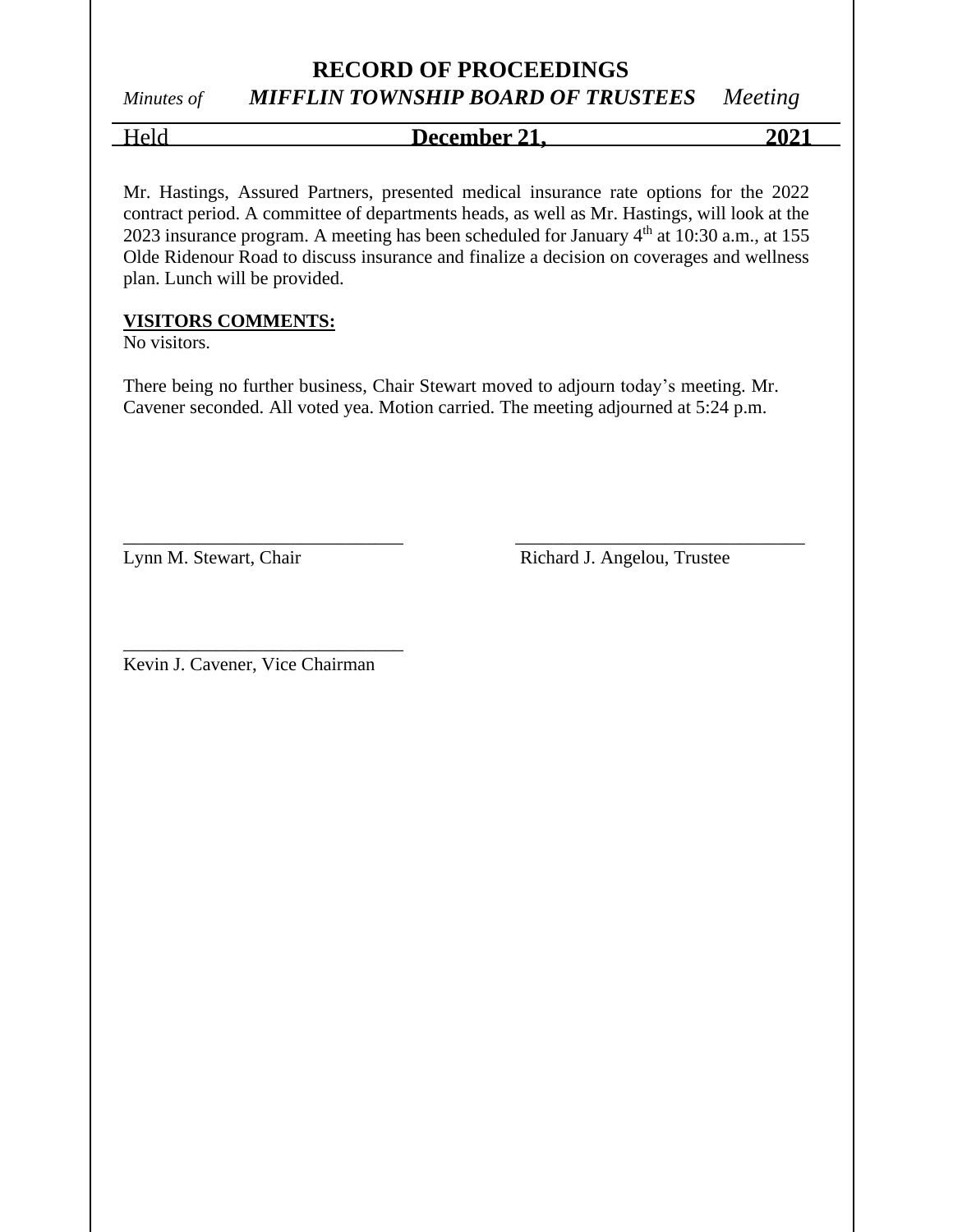Mr. Hastings, Assured Partners, presented medical insurance rate options for the 2022 contract period. A committee of departments heads, as well as Mr. Hastings, will look at the 2023 insurance program. A meeting has been scheduled for January 4th at 10:30 a.m., at 155 Olde Ridenour Road to discuss insurance and finalize a decision on coverages and wellness plan. Lunch will be provided.

**VISITORS COMMENTS:**
No visitors.

There being no further business, Chair Stewart moved to adjourn today's meeting. Mr. Cavener seconded. All voted yea. Motion carried. The meeting adjourned at 5:24 p.m.

\_\_\_\_\_\_\_\_\_\_\_\_\_\_\_\_\_\_\_\_\_\_\_\_\_\_\_\_\_\_
Lynn M. Stewart, Chair

\_\_\_\_\_\_\_\_\_\_\_\_\_\_\_\_\_\_\_\_\_\_\_\_\_\_\_\_\_\_
Richard J. Angelou, Trustee

\_\_\_\_\_\_\_\_\_\_\_\_\_\_\_\_\_\_\_\_\_\_\_\_\_\_\_\_\_\_
Kevin J. Cavener, Vice Chairman